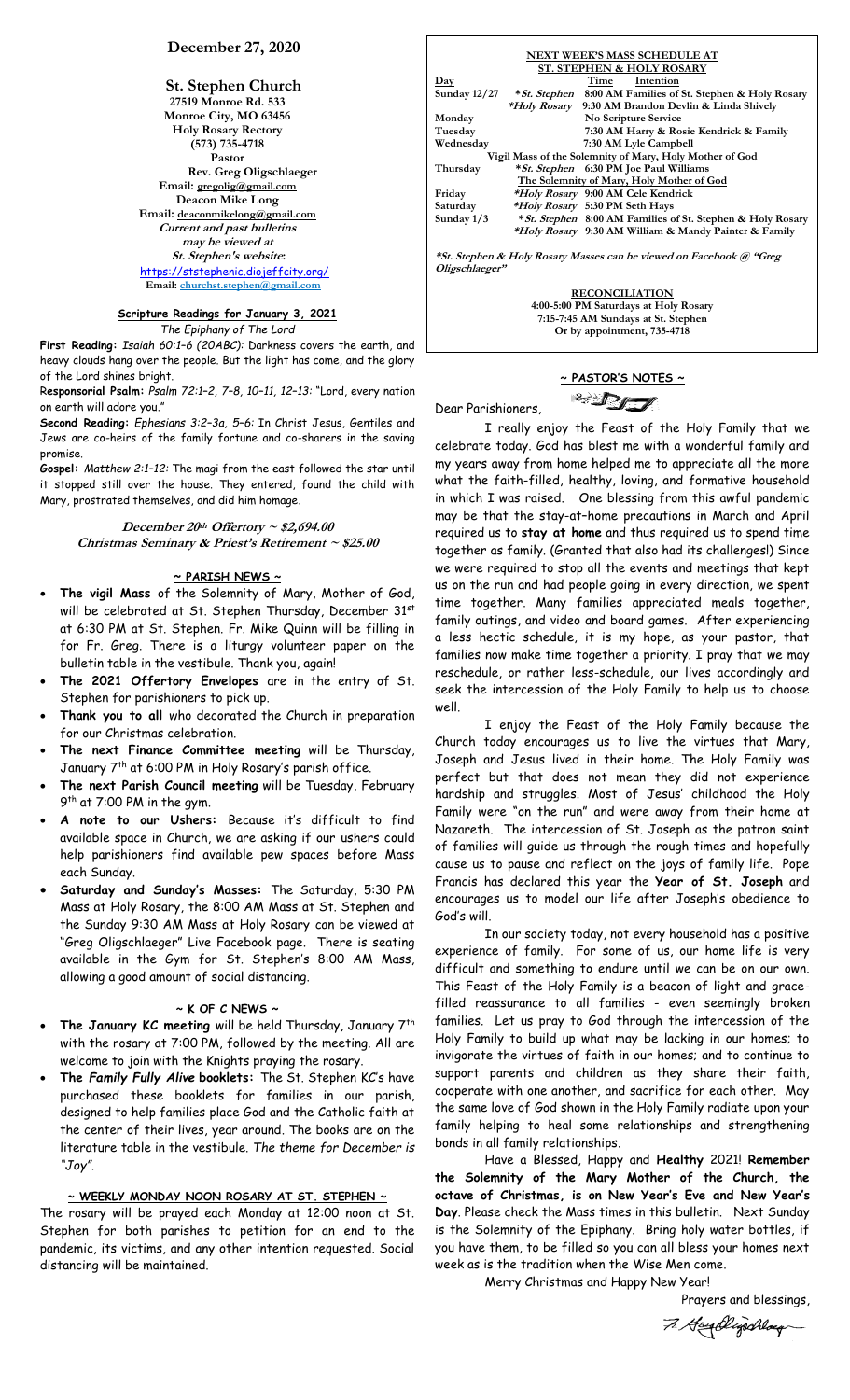# December 27, 2020

## St. Stephen Church

27519 Monroe Rd. 533
Monroe City, MO 63456
Holy Rosary Rectory
(573) 735-4718
Pastor
Rev. Greg Oligschlaeger
Email: gregolig@gmail.com
Deacon Mike Long
Email: deaconmikelong@gmail.com
*Current and past bulletins may be viewed at St. Stephen's website*:
https://ststephenic.diojeffcity.org/
Email: churchst.stephen@gmail.com

### Scripture Readings for January 3, 2021

*The Epiphany of The Lord*

**First Reading:** *Isaiah 60:1–6 (20ABC):* Darkness covers the earth, and heavy clouds hang over the people. But the light has come, and the glory of the Lord shines bright.

**Responsorial Psalm:** *Psalm 72:1–2, 7–8, 10–11, 12–13:* "Lord, every nation on earth will adore you."

**Second Reading:** *Ephesians 3:2–3a, 5–6:* In Christ Jesus, Gentiles and Jews are co-heirs of the family fortune and co-sharers in the saving promise.

**Gospel:** *Matthew 2:1–12:* The magi from the east followed the star until it stopped still over the house. They entered, found the child with Mary, prostrated themselves, and did him homage.

***December 20th Offertory ~ $2,694.00***
***Christmas Seminary & Priest's Retirement ~ $25.00***

### ~ PARISH NEWS ~

- **The vigil Mass** of the Solemnity of Mary, Mother of God, will be celebrated at St. Stephen Thursday, December 31st at 6:30 PM at St. Stephen. Fr. Mike Quinn will be filling in for Fr. Greg. There is a liturgy volunteer paper on the bulletin table in the vestibule. Thank you, again!
- **The 2021 Offertory Envelopes** are in the entry of St. Stephen for parishioners to pick up.
- **Thank you to all** who decorated the Church in preparation for our Christmas celebration.
- **The next Finance Committee meeting** will be Thursday, January 7th at 6:00 PM in Holy Rosary's parish office.
- **The next Parish Council meeting** will be Tuesday, February 9th at 7:00 PM in the gym.
- ***A note to our Ushers:*** Because it's difficult to find available space in Church, we are asking if our ushers could help parishioners find available pew spaces before Mass each Sunday.
- **Saturday and Sunday's Masses:** The Saturday, 5:30 PM Mass at Holy Rosary, the 8:00 AM Mass at St. Stephen and the Sunday 9:30 AM Mass at Holy Rosary can be viewed at "Greg Oligschlaeger" Live Facebook page. There is seating available in the Gym for St. Stephen's 8:00 AM Mass, allowing a good amount of social distancing.

### ~ K OF C NEWS ~

- **The January KC meeting** will be held Thursday, January 7th with the rosary at 7:00 PM, followed by the meeting. All are welcome to join with the Knights praying the rosary.
- **The *Family Fully Alive* booklets:** The St. Stephen KC's have purchased these booklets for families in our parish, designed to help families place God and the Catholic faith at the center of their lives, year around. The books are on the literature table in the vestibule. *The theme for December is "Joy".*

### ~ WEEKLY MONDAY NOON ROSARY AT ST. STEPHEN ~

The rosary will be prayed each Monday at 12:00 noon at St. Stephen for both parishes to petition for an end to the pandemic, its victims, and any other intention requested. Social distancing will be maintained.

### NEXT WEEK'S MASS SCHEDULE AT ST. STEPHEN & HOLY ROSARY

| Day | | Time Intention |
|---|---|---|
| Sunday 12/27 | **St. Stephen* | 8:00 AM Families of St. Stephen & Holy Rosary |
| | **Holy Rosary* | 9:30 AM Brandon Devlin & Linda Shively |
| Monday | | No Scripture Service |
| Tuesday | | 7:30 AM Harry & Rosie Kendrick & Family |
| Wednesday | | 7:30 AM Lyle Campbell |
| Vigil Mass of the Solemnity of Mary, Holy Mother of God | | |
| Thursday | **St. Stephen* | 6:30 PM Joe Paul Williams |
| The Solemnity of Mary, Holy Mother of God | | |
| Friday | **Holy Rosary* | 9:00 AM Cele Kendrick |
| Saturday | **Holy Rosary* | 5:30 PM Seth Hays |
| Sunday 1/3 | **St. Stephen* | 8:00 AM Families of St. Stephen & Holy Rosary |
| | **Holy Rosary* | 9:30 AM William & Mandy Painter & Family |

***St. Stephen & Holy Rosary Masses can be viewed on Facebook @ "Greg Oligschlaeger"***

**RECONCILIATION**
4:00-5:00 PM Saturdays at Holy Rosary
7:15-7:45 AM Sundays at St. Stephen
Or by appointment, 735-4718

### ~ PASTOR'S NOTES ~

Dear Parishioners,

I really enjoy the Feast of the Holy Family that we celebrate today. God has blest me with a wonderful family and my years away from home helped me to appreciate all the more what the faith-filled, healthy, loving, and formative household in which I was raised. One blessing from this awful pandemic may be that the stay-at-home precautions in March and April required us to **stay at home** and thus required us to spend time together as family. (Granted that also had its challenges!) Since we were required to stop all the events and meetings that kept us on the run and had people going in every direction, we spent time together. Many families appreciated meals together, family outings, and video and board games. After experiencing a less hectic schedule, it is my hope, as your pastor, that families now make time together a priority. I pray that we may reschedule, or rather less-schedule, our lives accordingly and seek the intercession of the Holy Family to help us to choose well.

I enjoy the Feast of the Holy Family because the Church today encourages us to live the virtues that Mary, Joseph and Jesus lived in their home. The Holy Family was perfect but that does not mean they did not experience hardship and struggles. Most of Jesus' childhood the Holy Family were "on the run" and were away from their home at Nazareth. The intercession of St. Joseph as the patron saint of families will guide us through the rough times and hopefully cause us to pause and reflect on the joys of family life. Pope Francis has declared this year the **Year of St. Joseph** and encourages us to model our life after Joseph's obedience to God's will.

In our society today, not every household has a positive experience of family. For some of us, our home life is very difficult and something to endure until we can be on our own. This Feast of the Holy Family is a beacon of light and grace-filled reassurance to all families - even seemingly broken families. Let us pray to God through the intercession of the Holy Family to build up what may be lacking in our homes; to invigorate the virtues of faith in our homes; and to continue to support parents and children as they share their faith, cooperate with one another, and sacrifice for each other. May the same love of God shown in the Holy Family radiate upon your family helping to heal some relationships and strengthening bonds in all family relationships.

Have a Blessed, Happy and **Healthy** 2021! **Remember the Solemnity of the Mary Mother of the Church, the octave of Christmas, is on New Year's Eve and New Year's Day**. Please check the Mass times in this bulletin. Next Sunday is the Solemnity of the Epiphany. Bring holy water bottles, if you have them, to be filled so you can all bless your homes next week as is the tradition when the Wise Men come.

Merry Christmas and Happy New Year!

Prayers and blessings,

Fr. Greg Oligschlaeger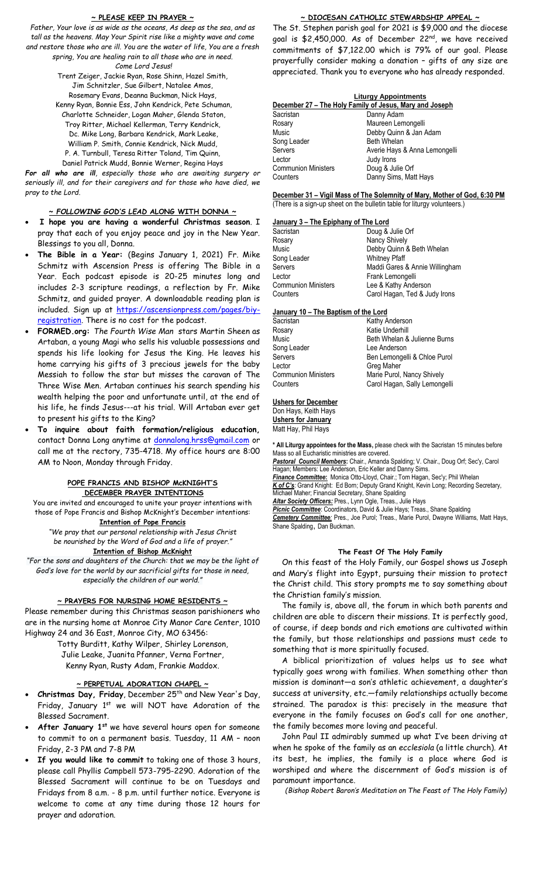## ~ PLEASE KEEP IN PRAYER ~

*Father, Your love is as wide as the oceans, As deep as the sea, and as tall as the heavens. May Your Spirit rise like a mighty wave and come and restore those who are ill. You are the water of life, You are a fresh spring, You are healing rain to all those who are in need. Come Lord Jesus!*

Trent Zeiger, Jackie Ryan, Rose Shinn, Hazel Smith, Jim Schnitzler, Sue Gilbert, Natalee Amos, Rosemary Evans, Deanna Buckman, Nick Hays, Kenny Ryan, Bonnie Ess, John Kendrick, Pete Schuman, Charlotte Schneider, Logan Maher, Glenda Staton, Troy Ritter, Michael Kellerman, Terry Kendrick, Dc. Mike Long, Barbara Kendrick, Mark Leake, William P. Smith, Connie Kendrick, Nick Mudd, P. A. Turnbull, Teresa Ritter Toland, Tim Quinn, Daniel Patrick Mudd, Bonnie Werner, Regina Hays

***For all who are ill**, especially those who are awaiting surgery or seriously ill, and for their caregivers and for those who have died, we pray to the Lord.*

## ~ FOLLOWING GOD'S LEAD ALONG WITH DONNA ~

- **I hope you are having a wonderful Christmas season**. I pray that each of you enjoy peace and joy in the New Year. Blessings to you all, Donna.
- **The Bible in a Year:** (Begins January 1, 2021) Fr. Mike Schmitz with Ascension Press is offering The Bible in a Year. Each podcast episode is 20-25 minutes long and includes 2-3 scripture readings, a reflection by Fr. Mike Schmitz, and guided prayer. A downloadable reading plan is included. Sign up at https://ascensionpress.com/pages/biy-registration. There is no cost for the podcast.
- **FORMED.org:** *The Fourth Wise Man* stars Martin Sheen as Artaban, a young Magi who sells his valuable possessions and spends his life looking for Jesus the King. He leaves his home carrying his gifts of 3 precious jewels for the baby Messiah to follow the star but misses the caravan of The Three Wise Men. Artaban continues his search spending his wealth helping the poor and unfortunate until, at the end of his life, he finds Jesus---at his trial. Will Artaban ever get to present his gifts to the King?
- **To inquire about faith formation/religious education,** contact Donna Long anytime at donnalong.hrss@gmail.com or call me at the rectory, 735-4718. My office hours are 8:00 AM to Noon, Monday through Friday.

## POPE FRANCIS AND BISHOP McKNIGHT'S DECEMBER PRAYER INTENTIONS

You are invited and encouraged to unite your prayer intentions with those of Pope Francis and Bishop McKnight's December intentions:

**Intention of Pope Francis**

"*We pray that our personal relationship with Jesus Christ be nourished by the Word of God and a life of prayer.*"

**Intention of Bishop McKnight**

*"For the sons and daughters of the Church: that we may be the light of God's love for the world by our sacrificial gifts for those in need, especially the children of our world."*

## ~ PRAYERS FOR NURSING HOME RESIDENTS ~

Please remember during this Christmas season parishioners who are in the nursing home at Monroe City Manor Care Center, 1010 Highway 24 and 36 East, Monroe City, MO 63456:

Totty Burditt, Kathy Wilper, Shirley Lorenson, Julie Leake, Juanita Pfanner, Verna Fortner, Kenny Ryan, Rusty Adam, Frankie Maddox.

## ~ PERPETUAL ADORATION CHAPEL ~

- **Christmas Day, Friday**, December 25th and New Year's Day, Friday, January 1st we will NOT have Adoration of the Blessed Sacrament.
- **After January 1st** we have several hours open for someone to commit to on a permanent basis. Tuesday, 11 AM – noon Friday, 2-3 PM and 7-8 PM
- **If you would like to commit** to taking one of those 3 hours, please call Phyllis Campbell 573-795-2290. Adoration of the Blessed Sacrament will continue to be on Tuesdays and Fridays from 8 a.m. - 8 p.m. until further notice. Everyone is welcome to come at any time during those 12 hours for prayer and adoration.

## ~ DIOCESAN CATHOLIC STEWARDSHIP APPEAL ~

The St. Stephen parish goal for 2021 is $9,000 and the diocese goal is $2,450,000. As of December 22nd, we have received commitments of $7,122.00 which is 79% of our goal. Please prayerfully consider making a donation – gifts of any size are appreciated. Thank you to everyone who has already responded.

## Liturgy Appointments

**December 27 – The Holy Family of Jesus, Mary and Joseph**

| | |
|---|---|
| Sacristan | Danny Adam |
| Rosary | Maureen Lemongelli |
| Music | Debby Quinn & Jan Adam |
| Song Leader | Beth Whelan |
| Servers | Averie Hays & Anna Lemongelli |
| Lector | Judy Irons |
| Communion Ministers | Doug & Julie Orf |
| Counters | Danny Sims, Matt Hays |

**December 31 – Vigil Mass of The Solemnity of Mary, Mother of God, 6:30 PM**
(There is a sign-up sheet on the bulletin table for liturgy volunteers.)

**January 3 – The Epiphany of The Lord**

| | |
|---|---|
| Sacristan | Doug & Julie Orf |
| Rosary | Nancy Shively |
| Music | Debby Quinn & Beth Whelan |
| Song Leader | Whitney Pfaff |
| Servers | Maddi Gares & Annie Willingham |
| Lector | Frank Lemongelli |
| Communion Ministers | Lee & Kathy Anderson |
| Counters | Carol Hagan, Ted & Judy Irons |

**January 10 – The Baptism of the Lord**

| | |
|---|---|
| Sacristan | Kathy Anderson |
| Rosary | Katie Underhill |
| Music | Beth Whelan & Julienne Burns |
| Song Leader | Lee Anderson |
| Servers | Ben Lemongelli & Chloe Purol |
| Lector | Greg Maher |
| Communion Ministers | Marie Purol, Nancy Shively |
| Counters | Carol Hagan, Sally Lemongelli |

**Ushers for December**
Don Hays, Keith Hays
**Ushers for January**
Matt Hay, Phil Hays

**\* All Liturgy appointees for the Mass,** please check with the Sacristan 15 minutes before Mass so all Eucharistic ministries are covered.
***Pastoral Council Members*:** Chair., Amanda Spalding; V. Chair., Doug Orf; Sec'y, Carol Hagan; Members: Lee Anderson, Eric Keller and Danny Sims.
***Finance Committee*:** Monica Otto-Lloyd, Chair.; Tom Hagan, Sec'y; Phil Whelan
***K of C's**:* Grand Knight: Ed Born; Deputy Grand Knight, Kevin Long; Recording Secretary, Michael Maher; Financial Secretary, Shane Spalding
***Altar Society Officers:*** Pres., Lynn Ogle, Treas., Julie Hays
***Picnic Committee***: Coordinators, David & Julie Hays; Treas., Shane Spalding
***Cemetery Committee:*** Pres., Joe Purol; Treas., Marie Purol, Dwayne Williams, Matt Hays, Shane Spalding, Dan Buckman.

## The Feast Of The Holy Family

On this feast of the Holy Family, our Gospel shows us Joseph and Mary's flight into Egypt, pursuing their mission to protect the Christ child. This story prompts me to say something about the Christian family's mission.

The family is, above all, the forum in which both parents and children are able to discern their missions. It is perfectly good, of course, if deep bonds and rich emotions are cultivated within the family, but those relationships and passions must cede to something that is more spiritually focused.

A biblical prioritization of values helps us to see what typically goes wrong with families. When something other than mission is dominant—a son's athletic achievement, a daughter's success at university, etc.—family relationships actually become strained. The paradox is this: precisely in the measure that everyone in the family focuses on God's call for one another, the family becomes more loving and peaceful.

John Paul II admirably summed up what I've been driving at when he spoke of the family as an *ecclesiola* (a little church). At its best, he implies, the family is a place where God is worshiped and where the discernment of God's mission is of paramount importance.

*(Bishop Robert Baron's Meditation on The Feast of The Holy Family)*